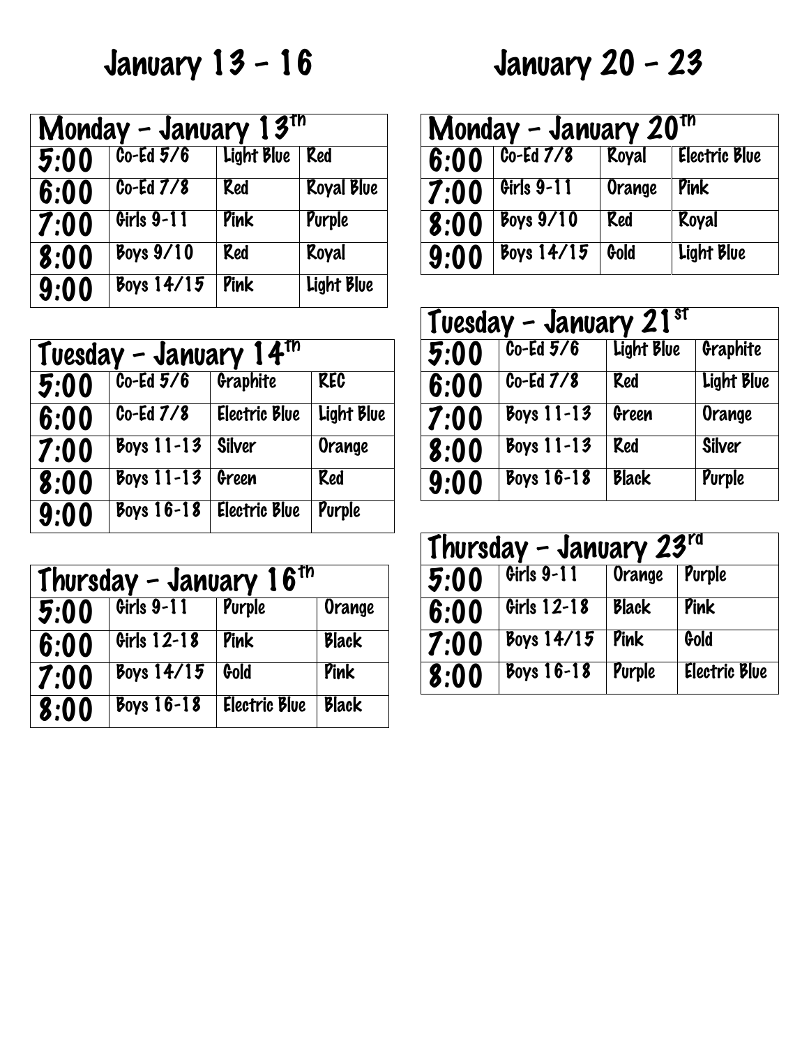# January 13 - 16

| Monday - January 13th | | | |
|---|---|---|---|
| 5:00 | Co-Ed 5/6 | Light Blue | Red |
| 6:00 | Co-Ed 7/8 | Red | Royal Blue |
| 7:00 | Girls 9-11 | Pink | Purple |
| 8:00 | Boys 9/10 | Red | Royal |
| 9:00 | Boys 14/15 | Pink | Light Blue |

| Tuesday - January 14th | | | |
|---|---|---|---|
| 5:00 | Co-Ed 5/6 | Graphite | REC |
| 6:00 | Co-Ed 7/8 | Electric Blue | Light Blue |
| 7:00 | Boys 11-13 | Silver | Orange |
| 8:00 | Boys 11-13 | Green | Red |
| 9:00 | Boys 16-18 | Electric Blue | Purple |

| Thursday - January 16th | | | |
|---|---|---|---|
| 5:00 | Girls 9-11 | Purple | Orange |
| 6:00 | Girls 12-18 | Pink | Black |
| 7:00 | Boys 14/15 | Gold | Pink |
| 8:00 | Boys 16-18 | Electric Blue | Black |

# January 20 - 23

| Monday - January 20th | | | |
|---|---|---|---|
| 6:00 | Co-Ed 7/8 | Royal | Electric Blue |
| 7:00 | Girls 9-11 | Orange | Pink |
| 8:00 | Boys 9/10 | Red | Royal |
| 9:00 | Boys 14/15 | Gold | Light Blue |

| Tuesday - January 21st | | | |
|---|---|---|---|
| 5:00 | Co-Ed 5/6 | Light Blue | Graphite |
| 6:00 | Co-Ed 7/8 | Red | Light Blue |
| 7:00 | Boys 11-13 | Green | Orange |
| 8:00 | Boys 11-13 | Red | Silver |
| 9:00 | Boys 16-18 | Black | Purple |

| Thursday - January 23rd | | | |
|---|---|---|---|
| 5:00 | Girls 9-11 | Orange | Purple |
| 6:00 | Girls 12-18 | Black | Pink |
| 7:00 | Boys 14/15 | Pink | Gold |
| 8:00 | Boys 16-18 | Purple | Electric Blue |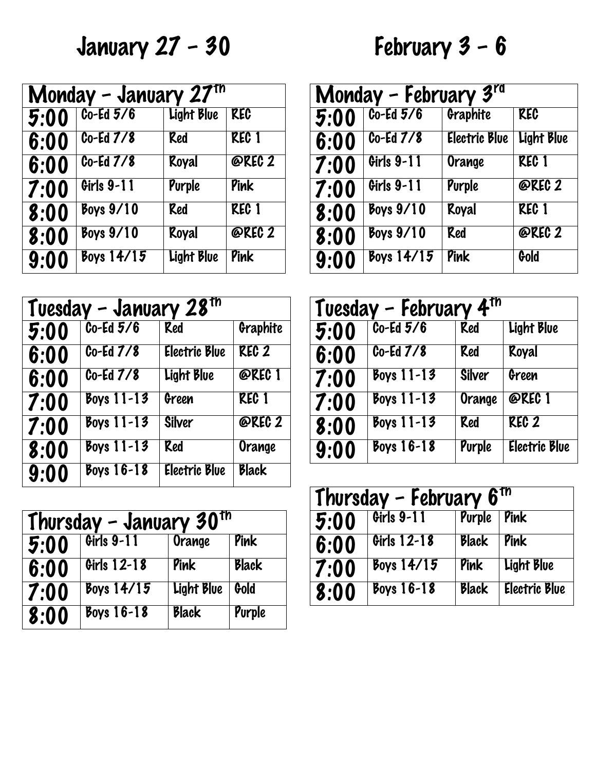# January 27 - 30

## Monday - January 27th

| Time | Division | Team | Team |
|---|---|---|---|
| 5:00 | Co-Ed 5/6 | Light Blue | REC |
| 6:00 | Co-Ed 7/8 | Red | REC 1 |
| 6:00 | Co-Ed 7/8 | Royal | @REC 2 |
| 7:00 | Girls 9-11 | Purple | Pink |
| 8:00 | Boys 9/10 | Red | REC 1 |
| 8:00 | Boys 9/10 | Royal | @REC 2 |
| 9:00 | Boys 14/15 | Light Blue | Pink |

## Tuesday - January 28th

| Time | Division | Team | Team |
|---|---|---|---|
| 5:00 | Co-Ed 5/6 | Red | Graphite |
| 6:00 | Co-Ed 7/8 | Electric Blue | REC 2 |
| 6:00 | Co-Ed 7/8 | Light Blue | @REC 1 |
| 7:00 | Boys 11-13 | Green | REC 1 |
| 7:00 | Boys 11-13 | Silver | @REC 2 |
| 8:00 | Boys 11-13 | Red | Orange |
| 9:00 | Boys 16-18 | Electric Blue | Black |

## Thursday - January 30th

| Time | Division | Team | Team |
|---|---|---|---|
| 5:00 | Girls 9-11 | Orange | Pink |
| 6:00 | Girls 12-18 | Pink | Black |
| 7:00 | Boys 14/15 | Light Blue | Gold |
| 8:00 | Boys 16-18 | Black | Purple |

# February 3 - 6

## Monday - February 3rd

| Time | Division | Team | Team |
|---|---|---|---|
| 5:00 | Co-Ed 5/6 | Graphite | REC |
| 6:00 | Co-Ed 7/8 | Electric Blue | Light Blue |
| 7:00 | Girls 9-11 | Orange | REC 1 |
| 7:00 | Girls 9-11 | Purple | @REC 2 |
| 8:00 | Boys 9/10 | Royal | REC 1 |
| 8:00 | Boys 9/10 | Red | @REC 2 |
| 9:00 | Boys 14/15 | Pink | Gold |

## Tuesday - February 4th

| Time | Division | Team | Team |
|---|---|---|---|
| 5:00 | Co-Ed 5/6 | Red | Light Blue |
| 6:00 | Co-Ed 7/8 | Red | Royal |
| 7:00 | Boys 11-13 | Silver | Green |
| 7:00 | Boys 11-13 | Orange | @REC 1 |
| 8:00 | Boys 11-13 | Red | REC 2 |
| 9:00 | Boys 16-18 | Purple | Electric Blue |

## Thursday - February 6th

| Time | Division | Team | Team |
|---|---|---|---|
| 5:00 | Girls 9-11 | Purple | Pink |
| 6:00 | Girls 12-18 | Black | Pink |
| 7:00 | Boys 14/15 | Pink | Light Blue |
| 8:00 | Boys 16-18 | Black | Electric Blue |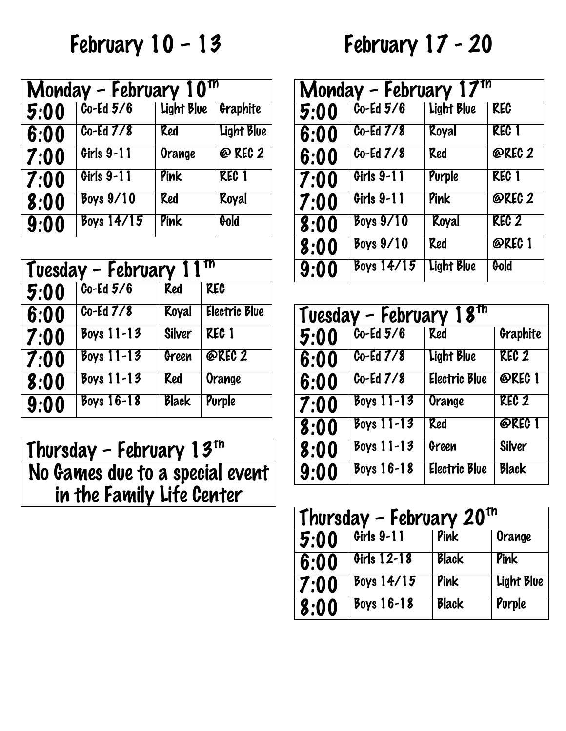## February 10 - 13

| Monday - February 10th | | | |
|---|---|---|---|
| 5:00 | Co-Ed 5/6 | Light Blue | Graphite |
| 6:00 | Co-Ed 7/8 | Red | Light Blue |
| 7:00 | Girls 9-11 | Orange | @ REC 2 |
| 7:00 | Girls 9-11 | Pink | REC 1 |
| 8:00 | Boys 9/10 | Red | Royal |
| 9:00 | Boys 14/15 | Pink | Gold |

| Tuesday - February 11th | | | |
|---|---|---|---|
| 5:00 | Co-Ed 5/6 | Red | REC |
| 6:00 | Co-Ed 7/8 | Royal | Electric Blue |
| 7:00 | Boys 11-13 | Silver | REC 1 |
| 7:00 | Boys 11-13 | Green | @REC 2 |
| 8:00 | Boys 11-13 | Red | Orange |
| 9:00 | Boys 16-18 | Black | Purple |

| Thursday - February 13th |
|---|
| No Games due to a special event in the Family Life Center |

## February 17 - 20

| Monday - February 17th | | | |
|---|---|---|---|
| 5:00 | Co-Ed 5/6 | Light Blue | REC |
| 6:00 | Co-Ed 7/8 | Royal | REC 1 |
| 6:00 | Co-Ed 7/8 | Red | @REC 2 |
| 7:00 | Girls 9-11 | Purple | REC 1 |
| 7:00 | Girls 9-11 | Pink | @REC 2 |
| 8:00 | Boys 9/10 | Royal | REC 2 |
| 8:00 | Boys 9/10 | Red | @REC 1 |
| 9:00 | Boys 14/15 | Light Blue | Gold |

| Tuesday - February 18th | | | |
|---|---|---|---|
| 5:00 | Co-Ed 5/6 | Red | Graphite |
| 6:00 | Co-Ed 7/8 | Light Blue | REC 2 |
| 6:00 | Co-Ed 7/8 | Electric Blue | @REC 1 |
| 7:00 | Boys 11-13 | Orange | REC 2 |
| 8:00 | Boys 11-13 | Red | @REC 1 |
| 8:00 | Boys 11-13 | Green | Silver |
| 9:00 | Boys 16-18 | Electric Blue | Black |

| Thursday - February 20th | | | |
|---|---|---|---|
| 5:00 | Girls 9-11 | Pink | Orange |
| 6:00 | Girls 12-18 | Black | Pink |
| 7:00 | Boys 14/15 | Pink | Light Blue |
| 8:00 | Boys 16-18 | Black | Purple |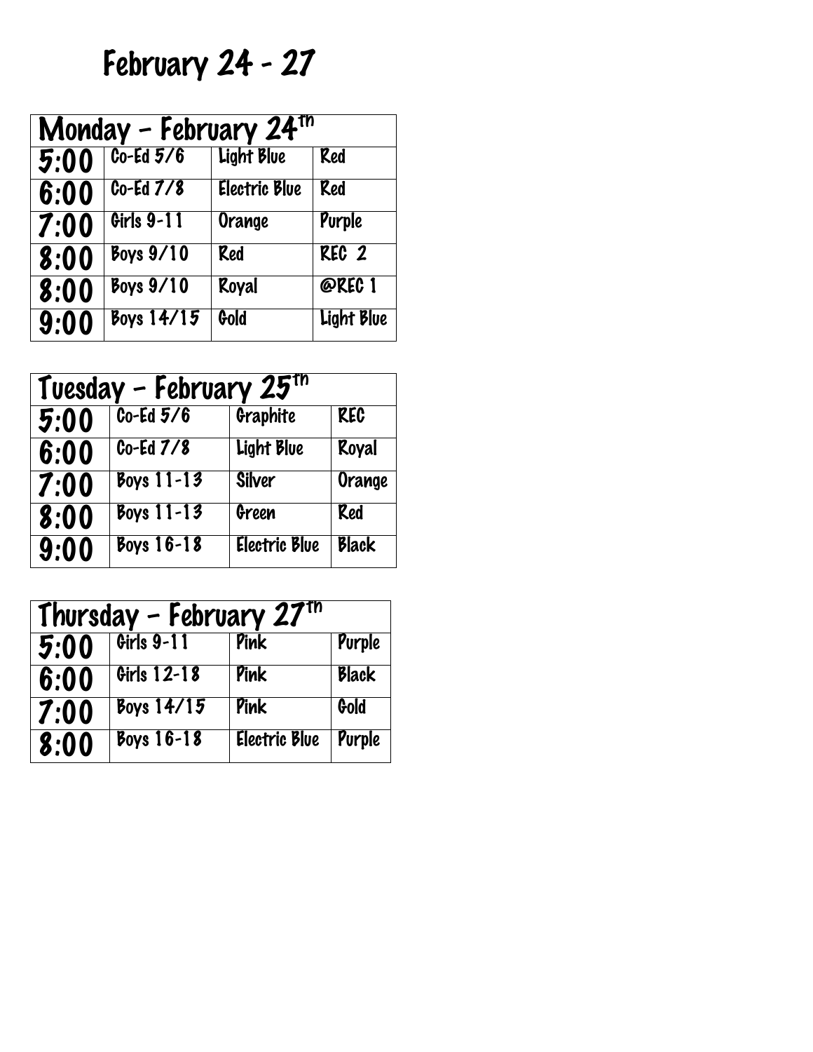# February 24 - 27

| Monday – February 24th | | | |
|---|---|---|---|
| 5:00 | Co-Ed 5/6 | Light Blue | Red |
| 6:00 | Co-Ed 7/8 | Electric Blue | Red |
| 7:00 | Girls 9-11 | Orange | Purple |
| 8:00 | Boys 9/10 | Red | REC 2 |
| 8:00 | Boys 9/10 | Royal | @REC 1 |
| 9:00 | Boys 14/15 | Gold | Light Blue |

| Tuesday – February 25th | | | |
|---|---|---|---|
| 5:00 | Co-Ed 5/6 | Graphite | REC |
| 6:00 | Co-Ed 7/8 | Light Blue | Royal |
| 7:00 | Boys 11-13 | Silver | Orange |
| 8:00 | Boys 11-13 | Green | Red |
| 9:00 | Boys 16-18 | Electric Blue | Black |

| Thursday – February 27th | | | |
|---|---|---|---|
| 5:00 | Girls 9-11 | Pink | Purple |
| 6:00 | Girls 12-18 | Pink | Black |
| 7:00 | Boys 14/15 | Pink | Gold |
| 8:00 | Boys 16-18 | Electric Blue | Purple |